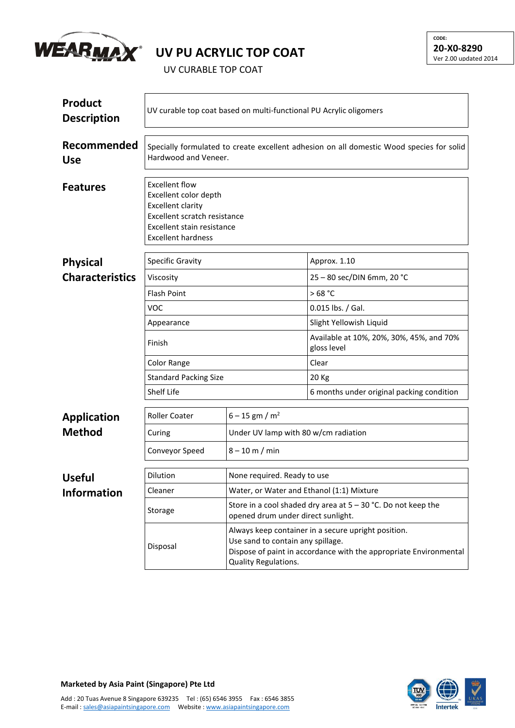# UV PU ACRYLIC TOP COAT

UV CURABLE TOP COAT

CODE:
**20-X0-8290**
Ver 2.00 updated 2014

## Product Description

UV curable top coat based on multi-functional PU Acrylic oligomers

## Recommended Use

Specially formulated to create excellent adhesion on all domestic Wood species for solid Hardwood and Veneer.

## Features

Excellent flow
Excellent color depth
Excellent clarity
Excellent scratch resistance
Excellent stain resistance
Excellent hardness

## Physical Characteristics

| Property | Value |
|---|---|
| Specific Gravity | Approx. 1.10 |
| Viscosity | 25 – 80 sec/DIN 6mm, 20 °C |
| Flash Point | > 68 °C |
| VOC | 0.015 lbs. / Gal. |
| Appearance | Slight Yellowish Liquid |
| Finish | Available at 10%, 20%, 30%, 45%, and 70% gloss level |
| Color Range | Clear |
| Standard Packing Size | 20 Kg |
| Shelf Life | 6 months under original packing condition |

## Application Method

| Item | Detail |
|---|---|
| Roller Coater | 6 – 15 gm / m$^2$ |
| Curing | Under UV lamp with 80 w/cm radiation |
| Conveyor Speed | 8 – 10 m / min |

## Useful Information

| Item | Detail |
|---|---|
| Dilution | None required. Ready to use |
| Cleaner | Water, or Water and Ethanol (1:1) Mixture |
| Storage | Store in a cool shaded dry area at 5 – 30 °C. Do not keep the opened drum under direct sunlight. |
| Disposal | Always keep container in a secure upright position. Use sand to contain any spillage. Dispose of paint in accordance with the appropriate Environmental Quality Regulations. |

**Marketed by Asia Paint (Singapore) Pte Ltd**

Add : 20 Tuas Avenue 8 Singapore 639235 Tel : (65) 6546 3955 Fax : 6546 3855
E-mail : sales@asiapaintsingapore.com Website : www.asiapaintsingapore.com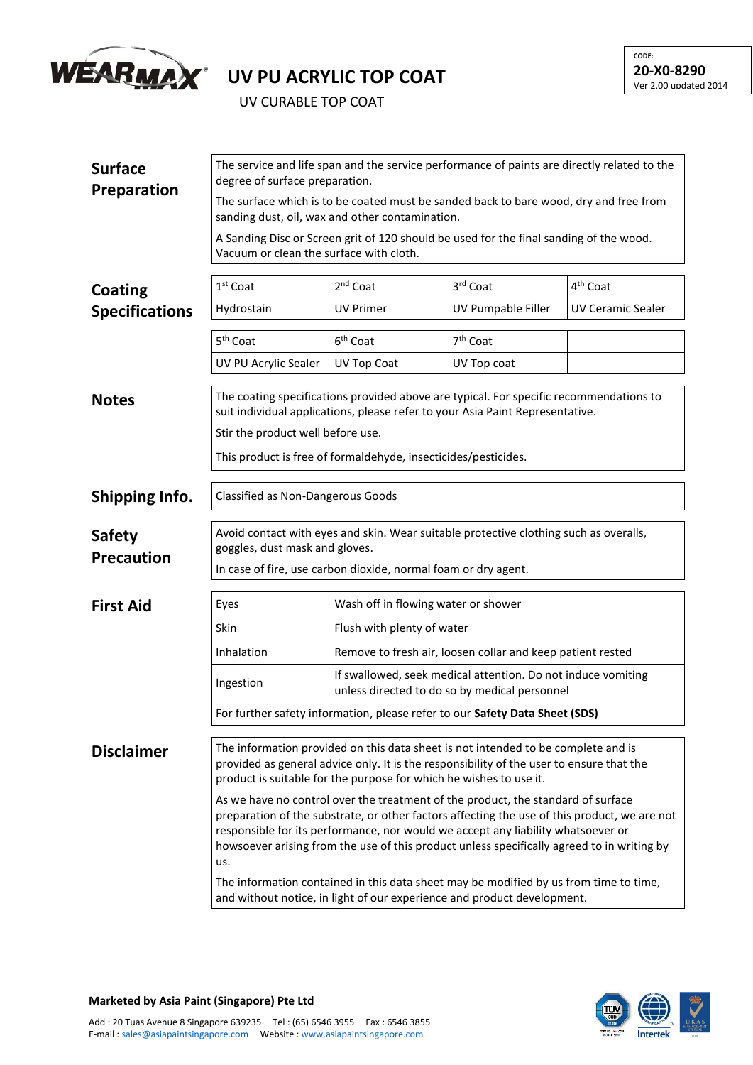# UV PU ACRYLIC TOP COAT

UV CURABLE TOP COAT

CODE:
**20-X0-8290**
Ver 2.00 updated 2014

## Surface Preparation

The service and life span and the service performance of paints are directly related to the degree of surface preparation.

The surface which is to be coated must be sanded back to bare wood, dry and free from sanding dust, oil, wax and other contamination.

A Sanding Disc or Screen grit of 120 should be used for the final sanding of the wood. Vacuum or clean the surface with cloth.

## Coating Specifications

| 1st Coat | 2nd Coat | 3rd Coat | 4th Coat |
|---|---|---|---|
| Hydrostain | UV Primer | UV Pumpable Filler | UV Ceramic Sealer |

| 5th Coat | 6th Coat | 7th Coat | |
|---|---|---|---|
| UV PU Acrylic Sealer | UV Top Coat | UV Top coat | |

## Notes

The coating specifications provided above are typical. For specific recommendations to suit individual applications, please refer to your Asia Paint Representative.

Stir the product well before use.

This product is free of formaldehyde, insecticides/pesticides.

## Shipping Info.

Classified as Non-Dangerous Goods

## Safety Precaution

Avoid contact with eyes and skin. Wear suitable protective clothing such as overalls, goggles, dust mask and gloves.

In case of fire, use carbon dioxide, normal foam or dry agent.

## First Aid

| | |
|---|---|
| Eyes | Wash off in flowing water or shower |
| Skin | Flush with plenty of water |
| Inhalation | Remove to fresh air, loosen collar and keep patient rested |
| Ingestion | If swallowed, seek medical attention. Do not induce vomiting unless directed to do so by medical personnel |

For further safety information, please refer to our **Safety Data Sheet (SDS)**

## Disclaimer

The information provided on this data sheet is not intended to be complete and is provided as general advice only. It is the responsibility of the user to ensure that the product is suitable for the purpose for which he wishes to use it.

As we have no control over the treatment of the product, the standard of surface preparation of the substrate, or other factors affecting the use of this product, we are not responsible for its performance, nor would we accept any liability whatsoever or howsoever arising from the use of this product unless specifically agreed to in writing by us.

The information contained in this data sheet may be modified by us from time to time, and without notice, in light of our experience and product development.

**Marketed by Asia Paint (Singapore) Pte Ltd**

Add : 20 Tuas Avenue 8 Singapore 639235 Tel : (65) 6546 3955 Fax : 6546 3855
E-mail : sales@asiapaintsingapore.com Website : www.asiapaintsingapore.com